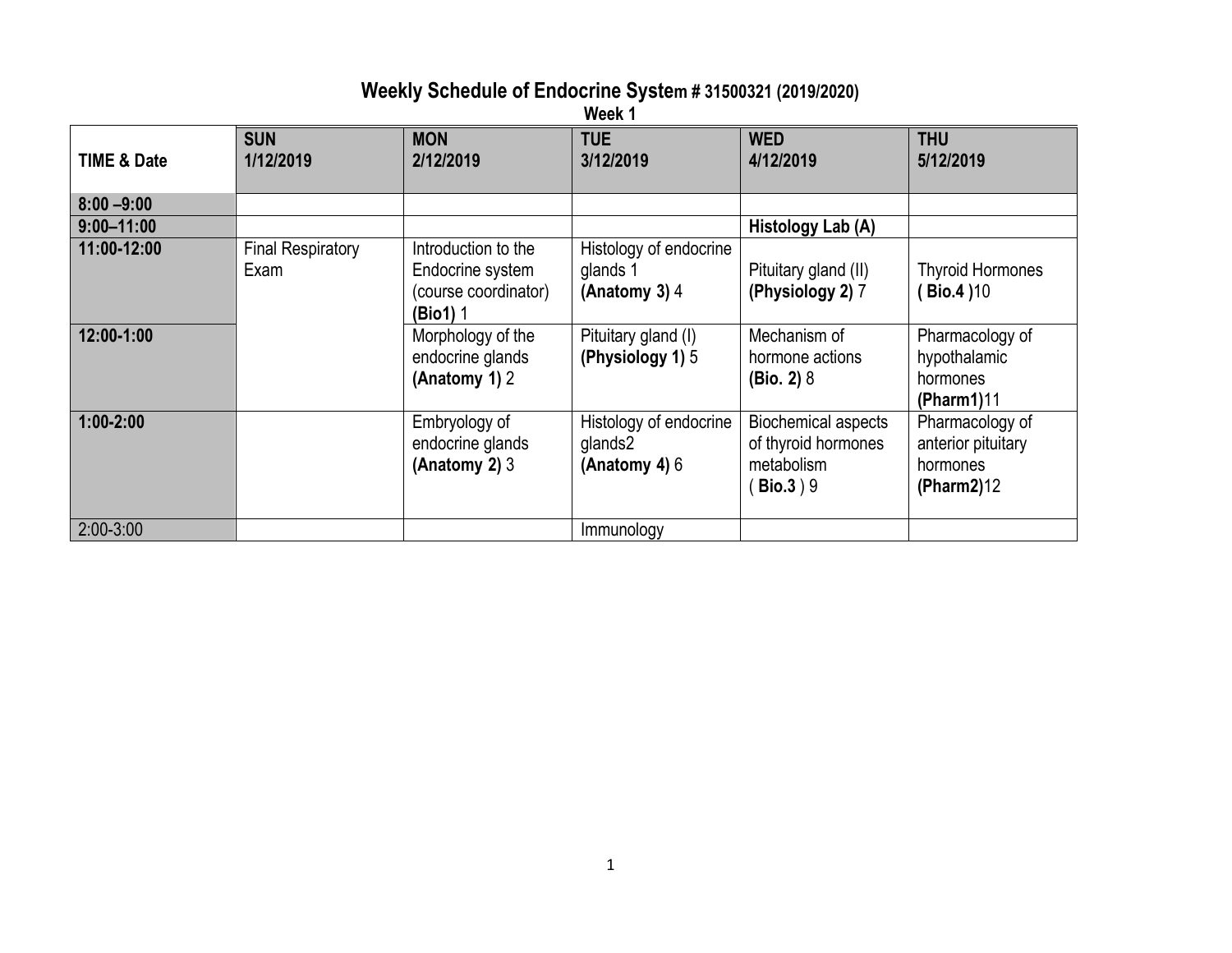# Weekly Schedule of Endocrine System # 31500321 (2019/2020)

**Week 1**

| TIME & Date | SUN 1/12/2019 | MON 2/12/2019 | TUE 3/12/2019 | WED 4/12/2019 | THU 5/12/2019 |
|---|---|---|---|---|---|
| **8:00 –9:00** | | | | | |
| **9:00–11:00** | | | | **Histology Lab (A)** | |
| **11:00-12:00** | Final Respiratory Exam | Introduction to the Endocrine system (course coordinator) **(Bio1)** 1 | Histology of endocrine glands 1 **(Anatomy 3)** 4 | Pituitary gland (II) **(Physiology 2)** 7 | Thyroid Hormones **( Bio.4 )**10 |
| **12:00-1:00** | | Morphology of the endocrine glands **(Anatomy 1)** 2 | Pituitary gland (I) **(Physiology 1)** 5 | Mechanism of hormone actions **(Bio. 2)** 8 | Pharmacology of hypothalamic hormones **(Pharm1)**11 |
| **1:00-2:00** | | Embryology of endocrine glands **(Anatomy 2)** 3 | Histology of endocrine glands2 **(Anatomy 4)** 6 | Biochemical aspects of thyroid hormones metabolism ( **Bio.3** ) 9 | Pharmacology of anterior pituitary hormones **(Pharm2)**12 |
| 2:00-3:00 | | | Immunology | | |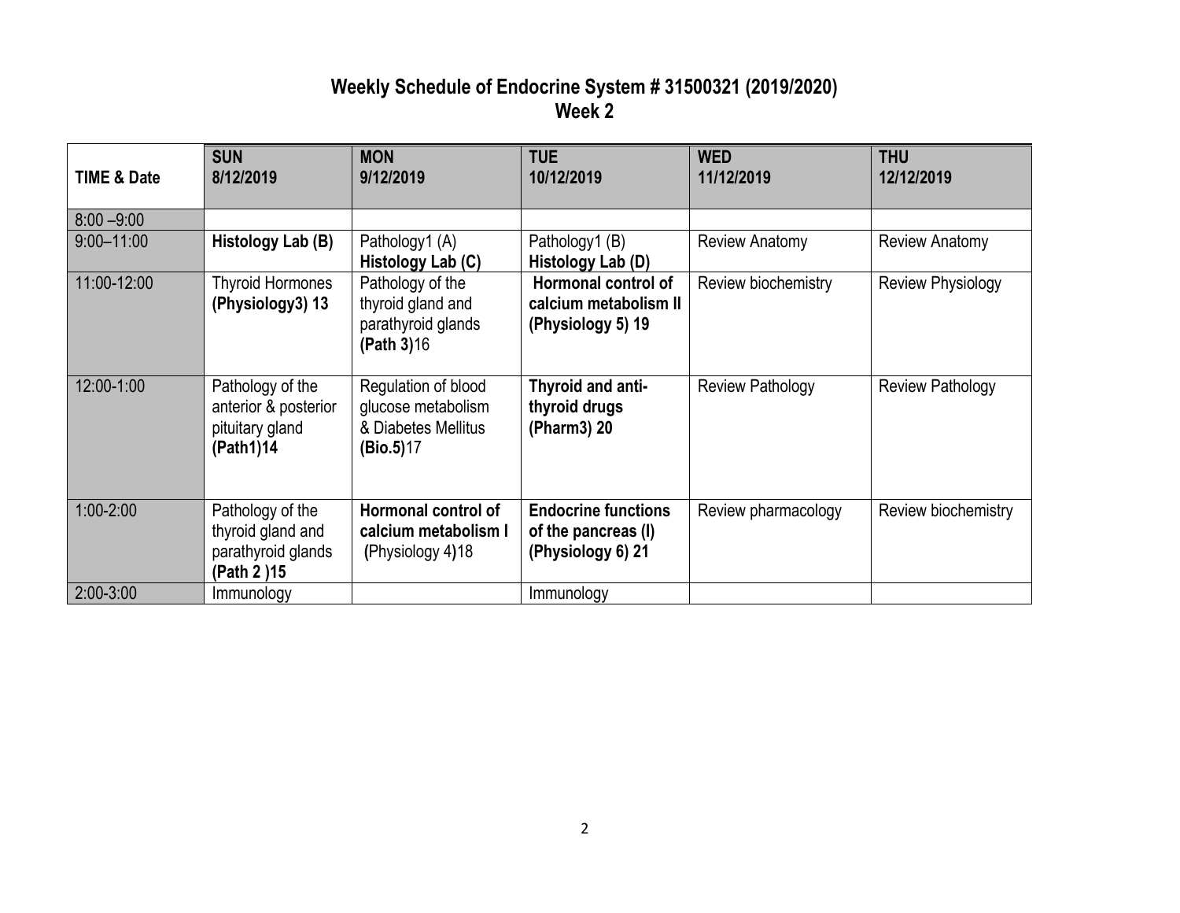# Weekly Schedule of Endocrine System # 31500321 (2019/2020)
## Week 2

| TIME & Date | SUN<br>8/12/2019 | MON<br>9/12/2019 | TUE<br>10/12/2019 | WED<br>11/12/2019 | THU<br>12/12/2019 |
|---|---|---|---|---|---|
| 8:00 –9:00 | | | | | |
| 9:00–11:00 | **Histology Lab (B)** | Pathology1 (A)<br>**Histology Lab (C)** | Pathology1 (B)<br>**Histology Lab (D)** | Review Anatomy | Review Anatomy |
| 11:00-12:00 | Thyroid Hormones **(Physiology3) 13** | Pathology of the thyroid gland and parathyroid glands **(Path 3)**16 | **Hormonal control of calcium metabolism II (Physiology 5) 19** | Review biochemistry | Review Physiology |
| 12:00-1:00 | Pathology of the anterior & posterior pituitary gland **(Path1)14** | Regulation of blood glucose metabolism & Diabetes Mellitus **(Bio.5)**17 | **Thyroid and anti-thyroid drugs (Pharm3) 20** | Review Pathology | Review Pathology |
| 1:00-2:00 | Pathology of the thyroid gland and parathyroid glands **(Path 2 )15** | **Hormonal control of calcium metabolism I (**Physiology 4**)**18 | **Endocrine functions of the pancreas (I) (Physiology 6) 21** | Review pharmacology | Review biochemistry |
| 2:00-3:00 | Immunology | | Immunology | | |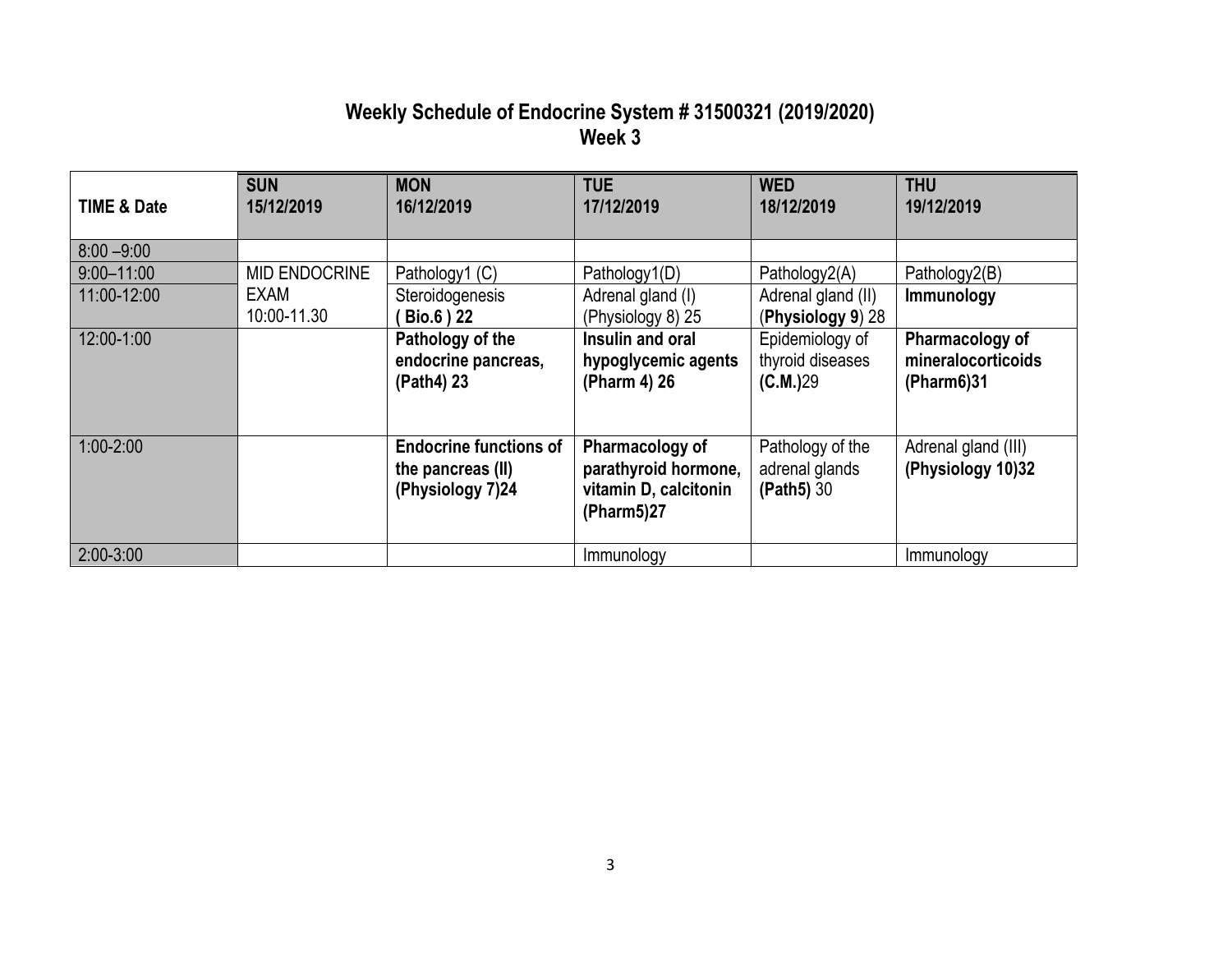# Weekly Schedule of Endocrine System # 31500321 (2019/2020)
## Week 3

| TIME & Date | SUN 15/12/2019 | MON 16/12/2019 | TUE 17/12/2019 | WED 18/12/2019 | THU 19/12/2019 |
|---|---|---|---|---|---|
| 8:00 –9:00 | | | | | |
| 9:00–11:00 | MID ENDOCRINE EXAM 10:00-11.30 | Pathology1 (C) | Pathology1(D) | Pathology2(A) | Pathology2(B) |
| 11:00-12:00 | | Steroidogenesis ( **Bio.6** ) **22** | Adrenal gland (I) (Physiology 8) 25 | Adrenal gland (II) (**Physiology 9**) 28 | **Immunology** |
| 12:00-1:00 | | **Pathology of the endocrine pancreas, (Path4) 23** | **Insulin and oral hypoglycemic agents (Pharm 4) 26** | Epidemiology of thyroid diseases **(C.M.)**29 | **Pharmacology of mineralocorticoids (Pharm6)31** |
| 1:00-2:00 | | **Endocrine functions of the pancreas (II) (Physiology 7)24** | **Pharmacology of parathyroid hormone, vitamin D, calcitonin (Pharm5)27** | Pathology of the adrenal glands **(Path5)** 30 | Adrenal gland (III) **(Physiology 10)32** |
| 2:00-3:00 | | | Immunology | | Immunology |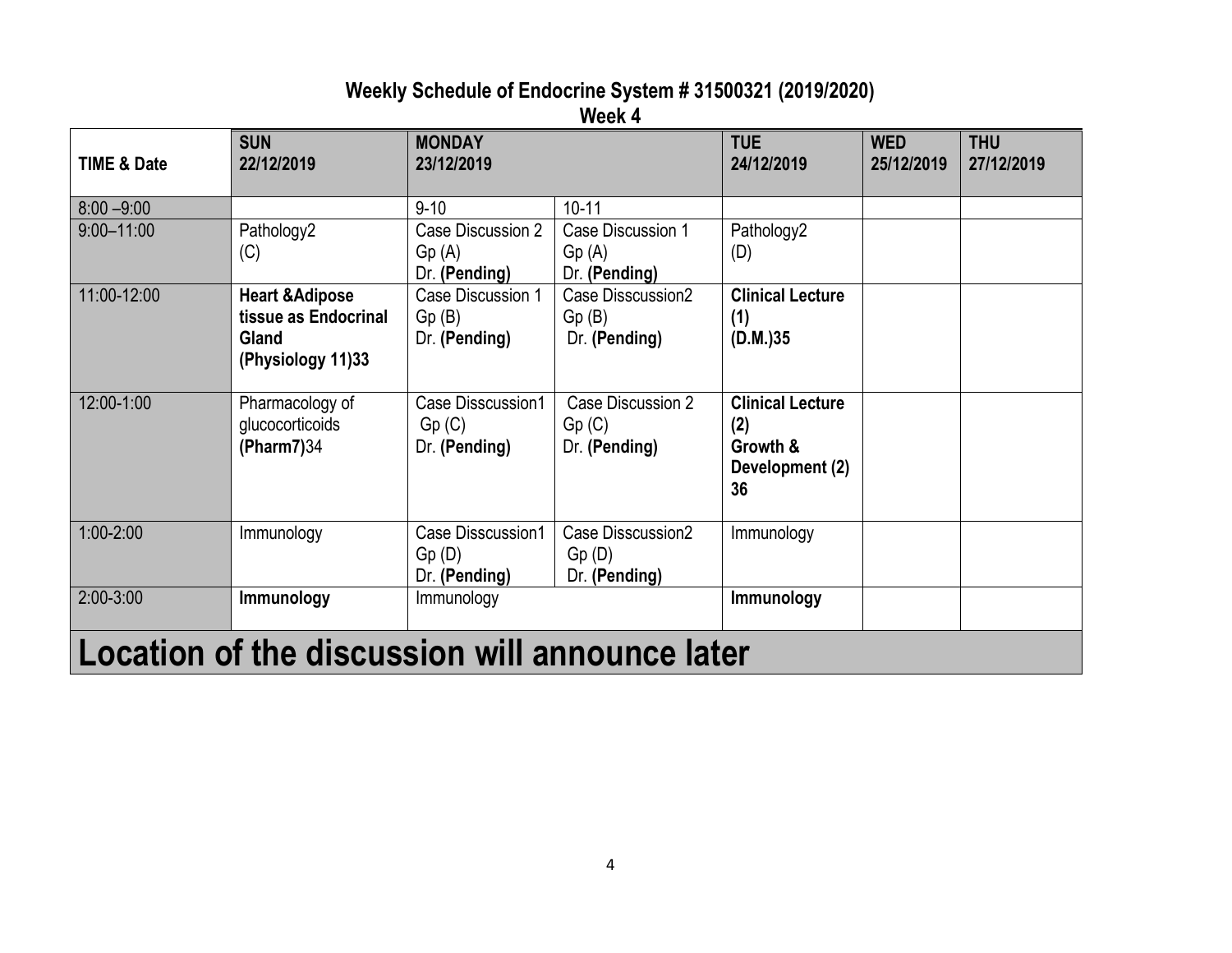## Weekly Schedule of Endocrine System # 31500321 (2019/2020)

### Week 4

| TIME & Date | SUN 22/12/2019 | MONDAY 23/12/2019 | | TUE 24/12/2019 | WED 25/12/2019 | THU 27/12/2019 |
|---|---|---|---|---|---|---|
| 8:00 –9:00 | | 9-10 | 10-11 | | | |
| 9:00–11:00 | Pathology2 (C) | Case Discussion 2 Gp (A) Dr. **(Pending)** | Case Discussion 1 Gp (A) Dr. **(Pending)** | Pathology2 (D) | | |
| 11:00-12:00 | **Heart &Adipose tissue as Endocrinal Gland (Physiology 11)33** | Case Discussion 1 Gp (B) Dr. **(Pending)** | Case Disscussion2 Gp (B) Dr. **(Pending)** | **Clinical Lecture (1) (D.M.)35** | | |
| 12:00-1:00 | Pharmacology of glucocorticoids **(Pharm7)**34 | Case Disscussion1 Gp (C) Dr. **(Pending)** | Case Discussion 2 Gp (C) Dr. **(Pending)** | **Clinical Lecture (2) Growth & Development (2) 36** | | |
| 1:00-2:00 | Immunology | Case Disscussion1 Gp (D) Dr. **(Pending)** | Case Disscussion2 Gp (D) Dr. **(Pending)** | Immunology | | |
| 2:00-3:00 | **Immunology** | Immunology | | **Immunology** | | |

# Location of the discussion will announce later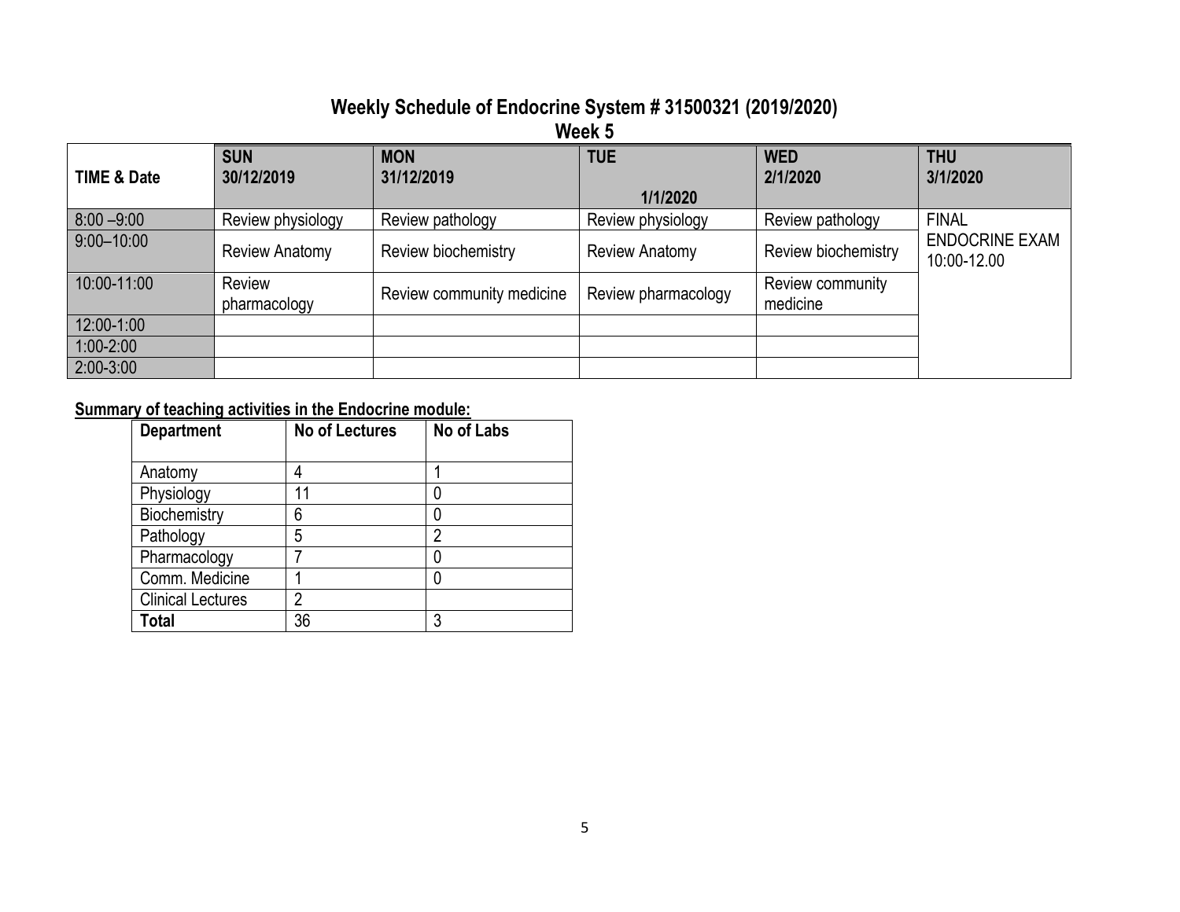# Weekly Schedule of Endocrine System # 31500321 (2019/2020)

## Week 5

| TIME & Date | SUN 30/12/2019 | MON 31/12/2019 | TUE 1/1/2020 | WED 2/1/2020 | THU 3/1/2020 |
|---|---|---|---|---|---|
| 8:00 –9:00 | Review physiology | Review pathology | Review physiology | Review pathology | FINAL ENDOCRINE EXAM 10:00-12.00 |
| 9:00–10:00 | Review Anatomy | Review biochemistry | Review Anatomy | Review biochemistry | |
| 10:00-11:00 | Review pharmacology | Review community medicine | Review pharmacology | Review community medicine | |
| 12:00-1:00 | | | | | |
| 1:00-2:00 | | | | | |
| 2:00-3:00 | | | | | |

**Summary of teaching activities in the Endocrine module:**

| Department | No of Lectures | No of Labs |
|---|---|---|
| Anatomy | 4 | 1 |
| Physiology | 11 | 0 |
| Biochemistry | 6 | 0 |
| Pathology | 5 | 2 |
| Pharmacology | 7 | 0 |
| Comm. Medicine | 1 | 0 |
| Clinical Lectures | 2 | |
| **Total** | 36 | 3 |